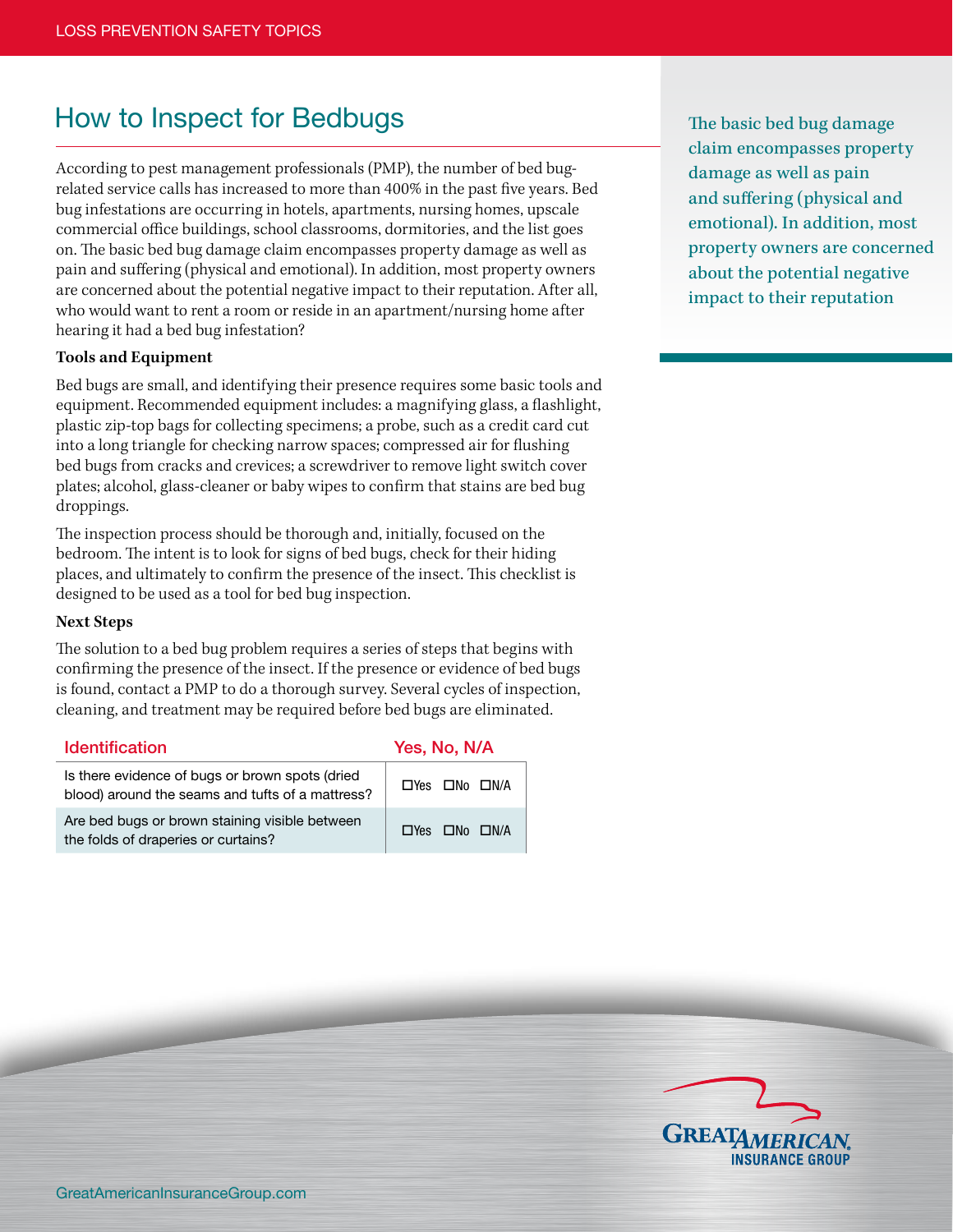# How to Inspect for Bedbugs

According to pest management professionals (PMP), the number of bed bug-related service calls has increased to more than 400% in the past five years. Bed bug infestations are occurring in hotels, apartments, nursing homes, upscale commercial office buildings, school classrooms, dormitories, and the list goes on. The basic bed bug damage claim encompasses property damage as well as pain and suffering (physical and emotional). In addition, most property owners are concerned about the potential negative impact to their reputation. After all, who would want to rent a room or reside in an apartment/nursing home after hearing it had a bed bug infestation?

The basic bed bug damage claim encompasses property damage as well as pain and suffering (physical and emotional). In addition, most property owners are concerned about the potential negative impact to their reputation

**Tools and Equipment**

Bed bugs are small, and identifying their presence requires some basic tools and equipment. Recommended equipment includes: a magnifying glass, a flashlight, plastic zip-top bags for collecting specimens; a probe, such as a credit card cut into a long triangle for checking narrow spaces; compressed air for flushing bed bugs from cracks and crevices; a screwdriver to remove light switch cover plates; alcohol, glass-cleaner or baby wipes to confirm that stains are bed bug droppings.

The inspection process should be thorough and, initially, focused on the bedroom. The intent is to look for signs of bed bugs, check for their hiding places, and ultimately to confirm the presence of the insect. This checklist is designed to be used as a tool for bed bug inspection.

**Next Steps**

The solution to a bed bug problem requires a series of steps that begins with confirming the presence of the insect. If the presence or evidence of bed bugs is found, contact a PMP to do a thorough survey. Several cycles of inspection, cleaning, and treatment may be required before bed bugs are eliminated.

| Identification | Yes, No, N/A |
| --- | --- |
| Is there evidence of bugs or brown spots (dried blood) around the seams and tufts of a mattress? | ☐Yes ☐No ☐N/A |
| Are bed bugs or brown staining visible between the folds of draperies or curtains? | ☐Yes ☐No ☐N/A |

GreatAmericanInsuranceGroup.com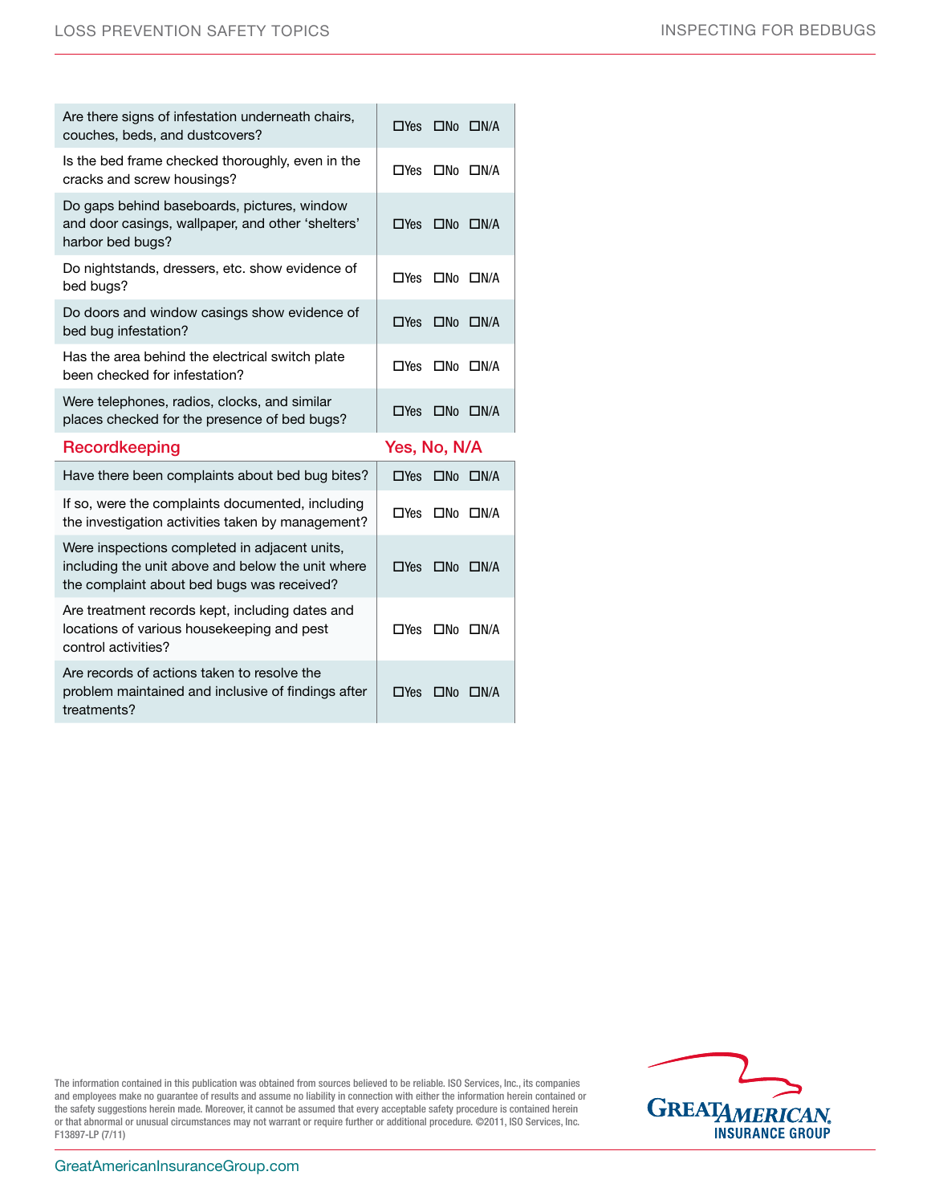| | |
|---|---|
| Are there signs of infestation underneath chairs, couches, beds, and dustcovers? | ☐Yes ☐No ☐N/A |
| Is the bed frame checked thoroughly, even in the cracks and screw housings? | ☐Yes ☐No ☐N/A |
| Do gaps behind baseboards, pictures, window and door casings, wallpaper, and other 'shelters' harbor bed bugs? | ☐Yes ☐No ☐N/A |
| Do nightstands, dressers, etc. show evidence of bed bugs? | ☐Yes ☐No ☐N/A |
| Do doors and window casings show evidence of bed bug infestation? | ☐Yes ☐No ☐N/A |
| Has the area behind the electrical switch plate been checked for infestation? | ☐Yes ☐No ☐N/A |
| Were telephones, radios, clocks, and similar places checked for the presence of bed bugs? | ☐Yes ☐No ☐N/A |

| Recordkeeping | Yes, No, N/A |
|---|---|
| Have there been complaints about bed bug bites? | ☐Yes ☐No ☐N/A |
| If so, were the complaints documented, including the investigation activities taken by management? | ☐Yes ☐No ☐N/A |
| Were inspections completed in adjacent units, including the unit above and below the unit where the complaint about bed bugs was received? | ☐Yes ☐No ☐N/A |
| Are treatment records kept, including dates and locations of various housekeeping and pest control activities? | ☐Yes ☐No ☐N/A |
| Are records of actions taken to resolve the problem maintained and inclusive of findings after treatments? | ☐Yes ☐No ☐N/A |

The information contained in this publication was obtained from sources believed to be reliable. ISO Services, Inc., its companies and employees make no guarantee of results and assume no liability in connection with either the information herein contained or the safety suggestions herein made. Moreover, it cannot be assumed that every acceptable safety procedure is contained herein or that abnormal or unusual circumstances may not warrant or require further or additional procedure. ©2011, ISO Services, Inc. F13897-LP (7/11)

GREAT AMERICAN INSURANCE GROUP

GreatAmericanInsuranceGroup.com